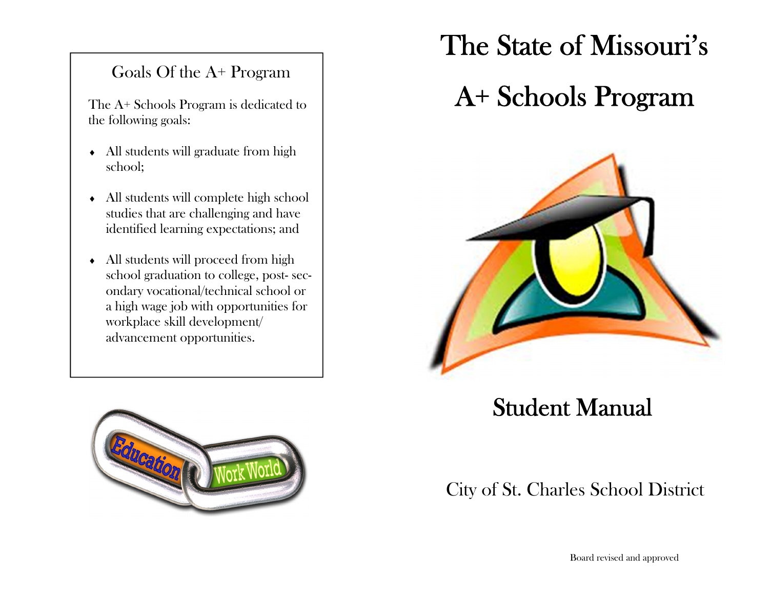## Goals Of the A+ Program

The A+ Schools Program is dedicated to the following goals:

- All students will graduate from high school;
- All students will complete high school studies that are challenging and have identified learning expectations; and
- All students will proceed from high school graduation to college, post- secondary vocational/technical school or a high wage job with opportunities for workplace skill development/ advancement opportunities.

Education Work World

# The State of Missouri's A+ Schools Program

## Student Manual

City of St. Charles School District

Board revised and approved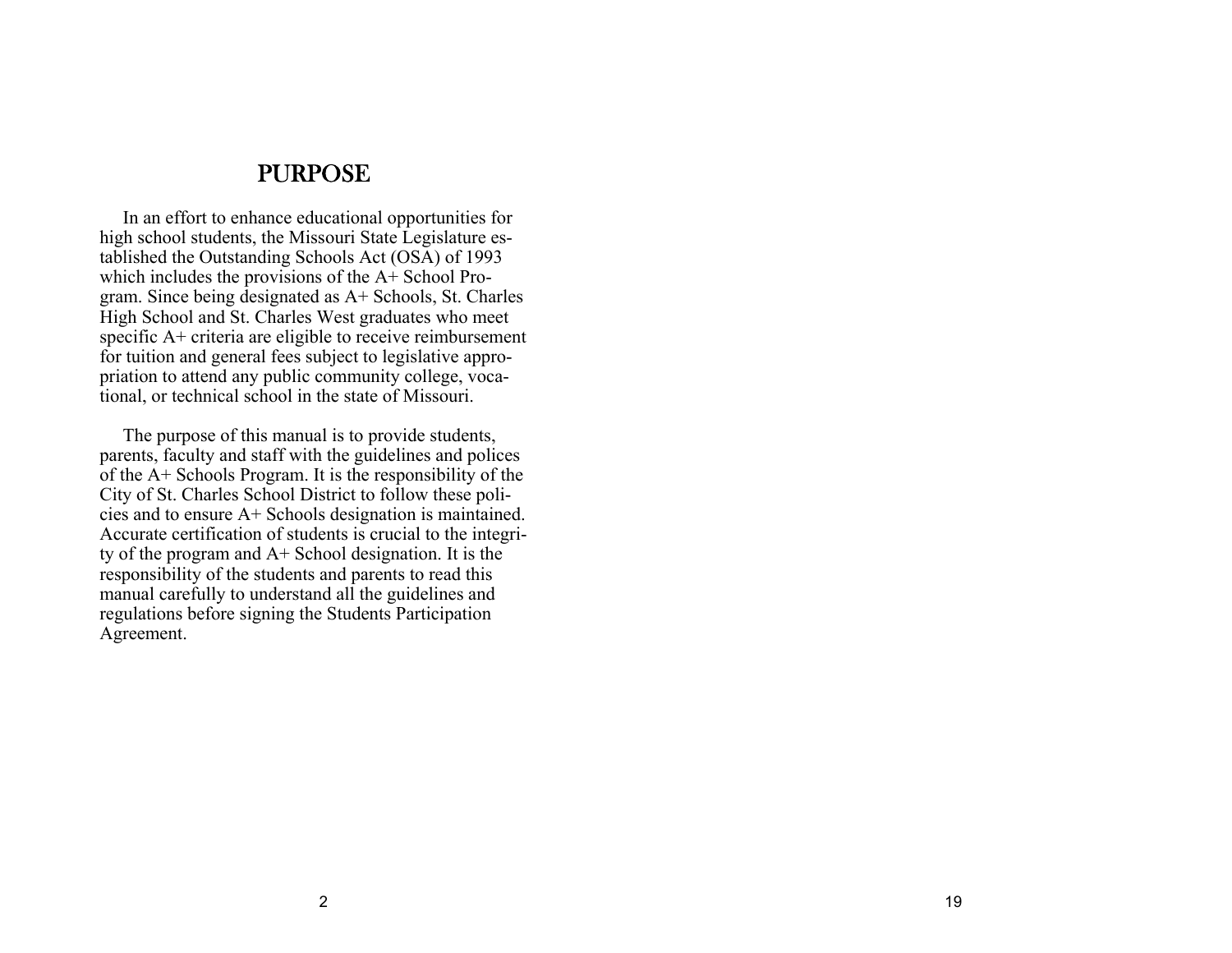## PURPOSE

In an effort to enhance educational opportunities for high school students, the Missouri State Legislature established the Outstanding Schools Act (OSA) of 1993 which includes the provisions of the A+ School Program. Since being designated as A+ Schools, St. Charles High School and St. Charles West graduates who meet specific A+ criteria are eligible to receive reimbursement for tuition and general fees subject to legislative appropriation to attend any public community college, vocational, or technical school in the state of Missouri.

The purpose of this manual is to provide students, parents, faculty and staff with the guidelines and polices of the A+ Schools Program. It is the responsibility of the City of St. Charles School District to follow these policies and to ensure A+ Schools designation is maintained. Accurate certification of students is crucial to the integrity of the program and A+ School designation. It is the responsibility of the students and parents to read this manual carefully to understand all the guidelines and regulations before signing the Students Participation Agreement.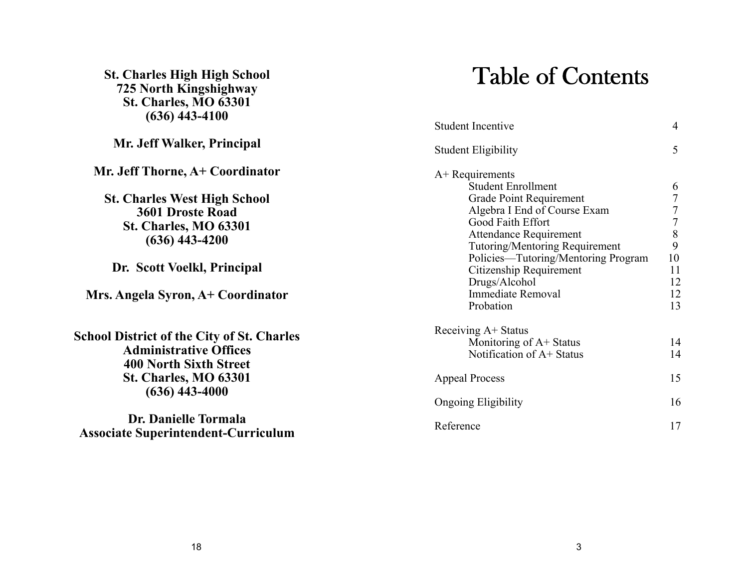**St. Charles High High School**
**725 North Kingshighway**
**St. Charles, MO 63301**
**(636) 443-4100**

**Mr. Jeff Walker, Principal**

**Mr. Jeff Thorne, A+ Coordinator**

**St. Charles West High School**
**3601 Droste Road**
**St. Charles, MO 63301**
**(636) 443-4200**

**Dr. Scott Voelkl, Principal**

**Mrs. Angela Syron, A+ Coordinator**

**School District of the City of St. Charles**
**Administrative Offices**
**400 North Sixth Street**
**St. Charles, MO 63301**
**(636) 443-4000**

**Dr. Danielle Tormala**
**Associate Superintendent-Curriculum**

# Table of Contents

| | |
|---|---|
| Student Incentive | 4 |
| Student Eligibility | 5 |
| A+ Requirements | |
| Student Enrollment | 6 |
| Grade Point Requirement | 7 |
| Algebra I End of Course Exam | 7 |
| Good Faith Effort | 7 |
| Attendance Requirement | 8 |
| Tutoring/Mentoring Requirement | 9 |
| Policies—Tutoring/Mentoring Program | 10 |
| Citizenship Requirement | 11 |
| Drugs/Alcohol | 12 |
| Immediate Removal | 12 |
| Probation | 13 |
| Receiving A+ Status | |
| Monitoring of A+ Status | 14 |
| Notification of A+ Status | 14 |
| Appeal Process | 15 |
| Ongoing Eligibility | 16 |
| Reference | 17 |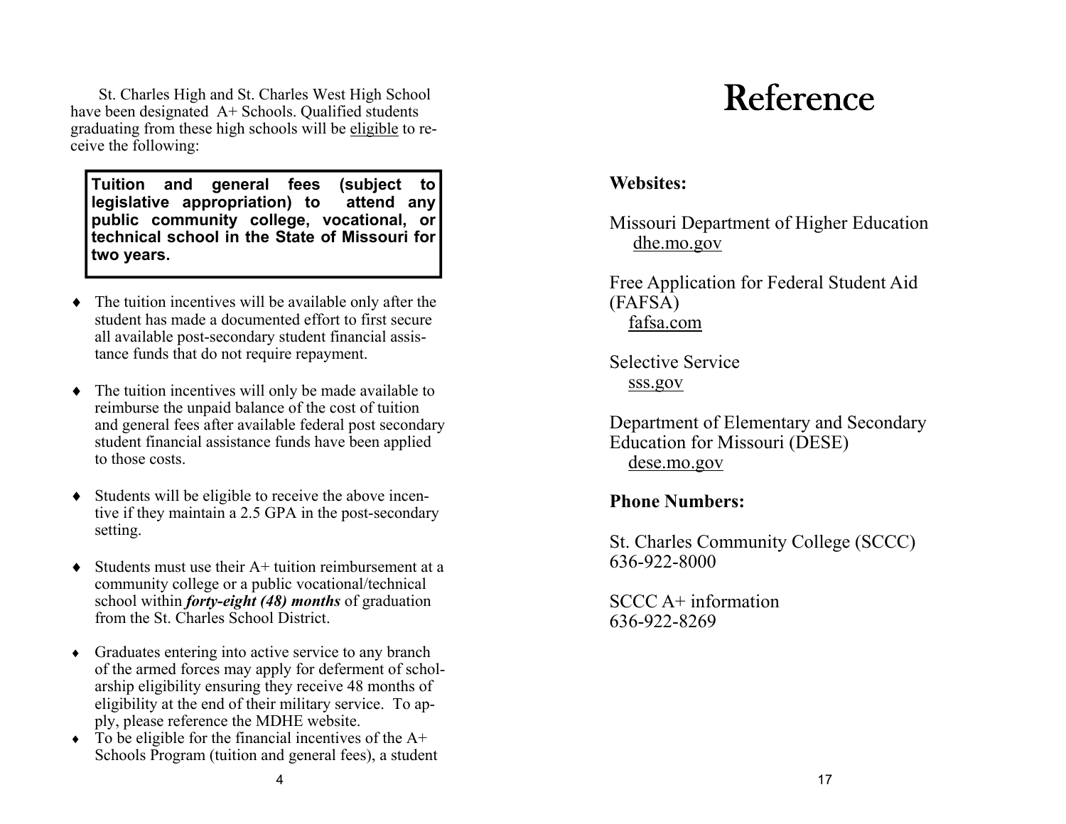St. Charles High and St. Charles West High School have been designated A+ Schools. Qualified students graduating from these high schools will be <u>eligible</u> to receive the following:

**Tuition and general fees (subject to legislative appropriation) to attend any public community college, vocational, or technical school in the State of Missouri for two years.**

- The tuition incentives will be available only after the student has made a documented effort to first secure all available post-secondary student financial assistance funds that do not require repayment.
- The tuition incentives will only be made available to reimburse the unpaid balance of the cost of tuition and general fees after available federal post secondary student financial assistance funds have been applied to those costs.
- Students will be eligible to receive the above incentive if they maintain a 2.5 GPA in the post-secondary setting.
- Students must use their A+ tuition reimbursement at a community college or a public vocational/technical school within ***forty-eight (48) months*** of graduation from the St. Charles School District.
- Graduates entering into active service to any branch of the armed forces may apply for deferment of scholarship eligibility ensuring they receive 48 months of eligibility at the end of their military service. To apply, please reference the MDHE website.
- To be eligible for the financial incentives of the A+ Schools Program (tuition and general fees), a student

# Reference

**Websites:**

Missouri Department of Higher Education
<u>dhe.mo.gov</u>

Free Application for Federal Student Aid (FAFSA)
<u>fafsa.com</u>

Selective Service
<u>sss.gov</u>

Department of Elementary and Secondary Education for Missouri (DESE)
<u>dese.mo.gov</u>

**Phone Numbers:**

St. Charles Community College (SCCC)
636-922-8000

SCCC A+ information
636-922-8269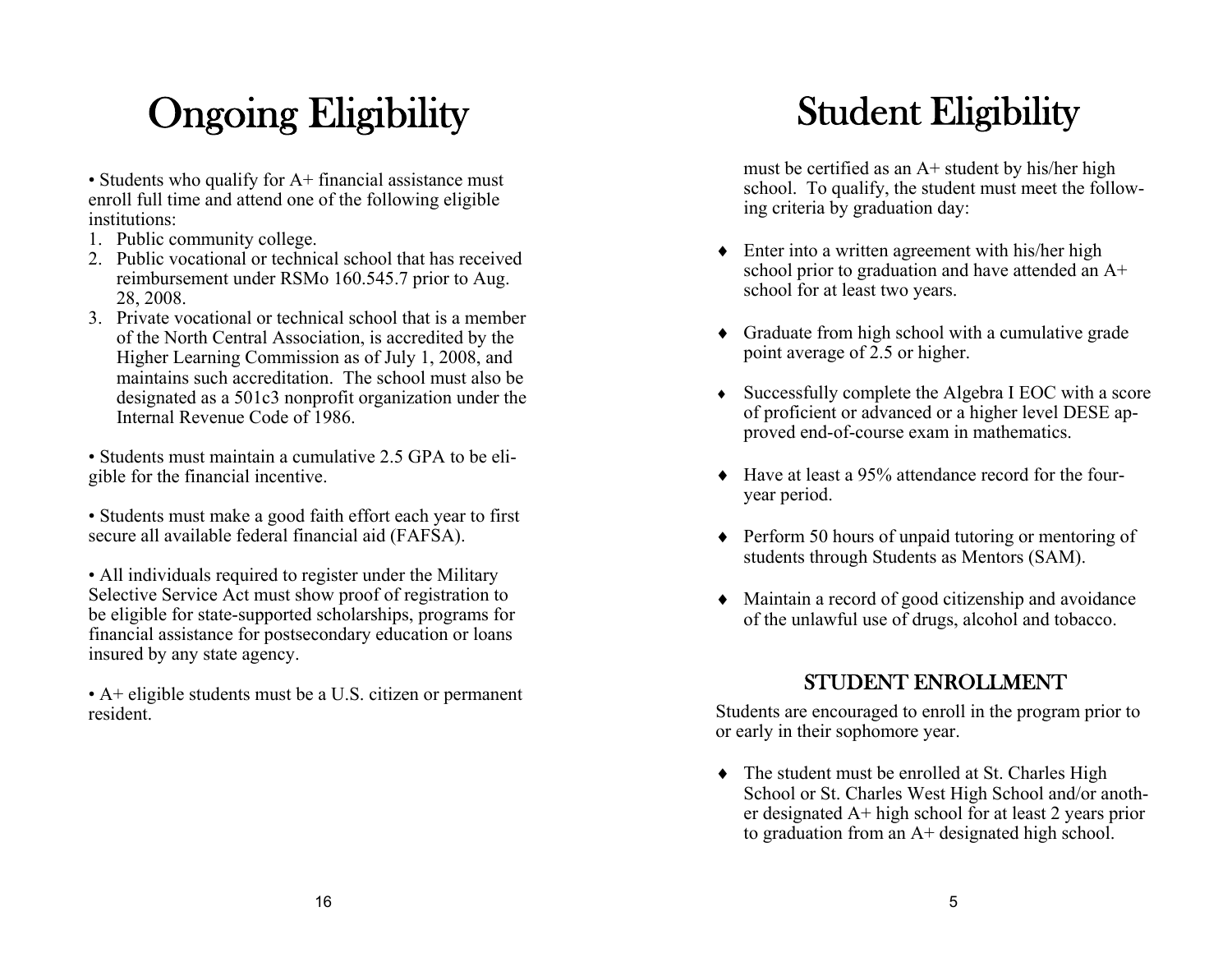# Ongoing Eligibility

- Students who qualify for A+ financial assistance must enroll full time and attend one of the following eligible institutions:

1. Public community college.
2. Public vocational or technical school that has received reimbursement under RSMo 160.545.7 prior to Aug. 28, 2008.
3. Private vocational or technical school that is a member of the North Central Association, is accredited by the Higher Learning Commission as of July 1, 2008, and maintains such accreditation. The school must also be designated as a 501c3 nonprofit organization under the Internal Revenue Code of 1986.

- Students must maintain a cumulative 2.5 GPA to be eligible for the financial incentive.

- Students must make a good faith effort each year to first secure all available federal financial aid (FAFSA).

- All individuals required to register under the Military Selective Service Act must show proof of registration to be eligible for state-supported scholarships, programs for financial assistance for postsecondary education or loans insured by any state agency.

- A+ eligible students must be a U.S. citizen or permanent resident.

# Student Eligibility

must be certified as an A+ student by his/her high school. To qualify, the student must meet the following criteria by graduation day:

- Enter into a written agreement with his/her high school prior to graduation and have attended an A+ school for at least two years.
- Graduate from high school with a cumulative grade point average of 2.5 or higher.
- Successfully complete the Algebra I EOC with a score of proficient or advanced or a higher level DESE approved end-of-course exam in mathematics.
- Have at least a 95% attendance record for the four-year period.
- Perform 50 hours of unpaid tutoring or mentoring of students through Students as Mentors (SAM).
- Maintain a record of good citizenship and avoidance of the unlawful use of drugs, alcohol and tobacco.

## STUDENT ENROLLMENT

Students are encouraged to enroll in the program prior to or early in their sophomore year.

- The student must be enrolled at St. Charles High School or St. Charles West High School and/or another designated A+ high school for at least 2 years prior to graduation from an A+ designated high school.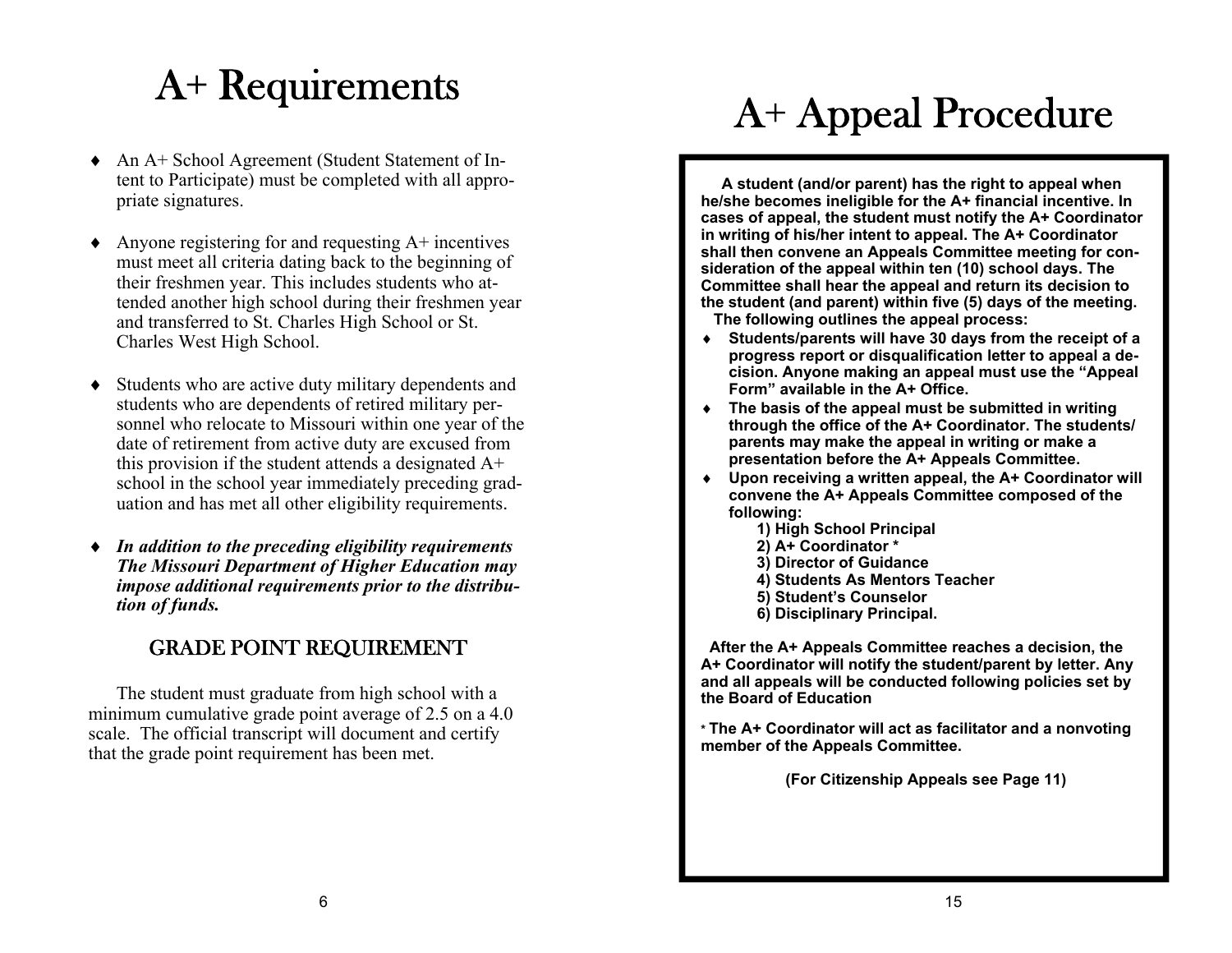# A+ Requirements

- An A+ School Agreement (Student Statement of Intent to Participate) must be completed with all appropriate signatures.

- Anyone registering for and requesting A+ incentives must meet all criteria dating back to the beginning of their freshmen year. This includes students who attended another high school during their freshmen year and transferred to St. Charles High School or St. Charles West High School.

- Students who are active duty military dependents and students who are dependents of retired military personnel who relocate to Missouri within one year of the date of retirement from active duty are excused from this provision if the student attends a designated A+ school in the school year immediately preceding graduation and has met all other eligibility requirements.

- ***In addition to the preceding eligibility requirements The Missouri Department of Higher Education may impose additional requirements prior to the distribution of funds.***

## GRADE POINT REQUIREMENT

The student must graduate from high school with a minimum cumulative grade point average of 2.5 on a 4.0 scale. The official transcript will document and certify that the grade point requirement has been met.

# A+ Appeal Procedure

**A student (and/or parent) has the right to appeal when he/she becomes ineligible for the A+ financial incentive. In cases of appeal, the student must notify the A+ Coordinator in writing of his/her intent to appeal. The A+ Coordinator shall then convene an Appeals Committee meeting for consideration of the appeal within ten (10) school days. The Committee shall hear the appeal and return its decision to the student (and parent) within five (5) days of the meeting.**

**The following outlines the appeal process:**

- **Students/parents will have 30 days from the receipt of a progress report or disqualification letter to appeal a decision. Anyone making an appeal must use the "Appeal Form" available in the A+ Office.**
- **The basis of the appeal must be submitted in writing through the office of the A+ Coordinator. The students/ parents may make the appeal in writing or make a presentation before the A+ Appeals Committee.**
- **Upon receiving a written appeal, the A+ Coordinator will convene the A+ Appeals Committee composed of the following:**
  1. **High School Principal**
  2. **A+ Coordinator \***
  3. **Director of Guidance**
  4. **Students As Mentors Teacher**
  5. **Student's Counselor**
  6. **Disciplinary Principal.**

**After the A+ Appeals Committee reaches a decision, the A+ Coordinator will notify the student/parent by letter. Any and all appeals will be conducted following policies set by the Board of Education**

**\* The A+ Coordinator will act as facilitator and a nonvoting member of the Appeals Committee.**

**(For Citizenship Appeals see Page 11)**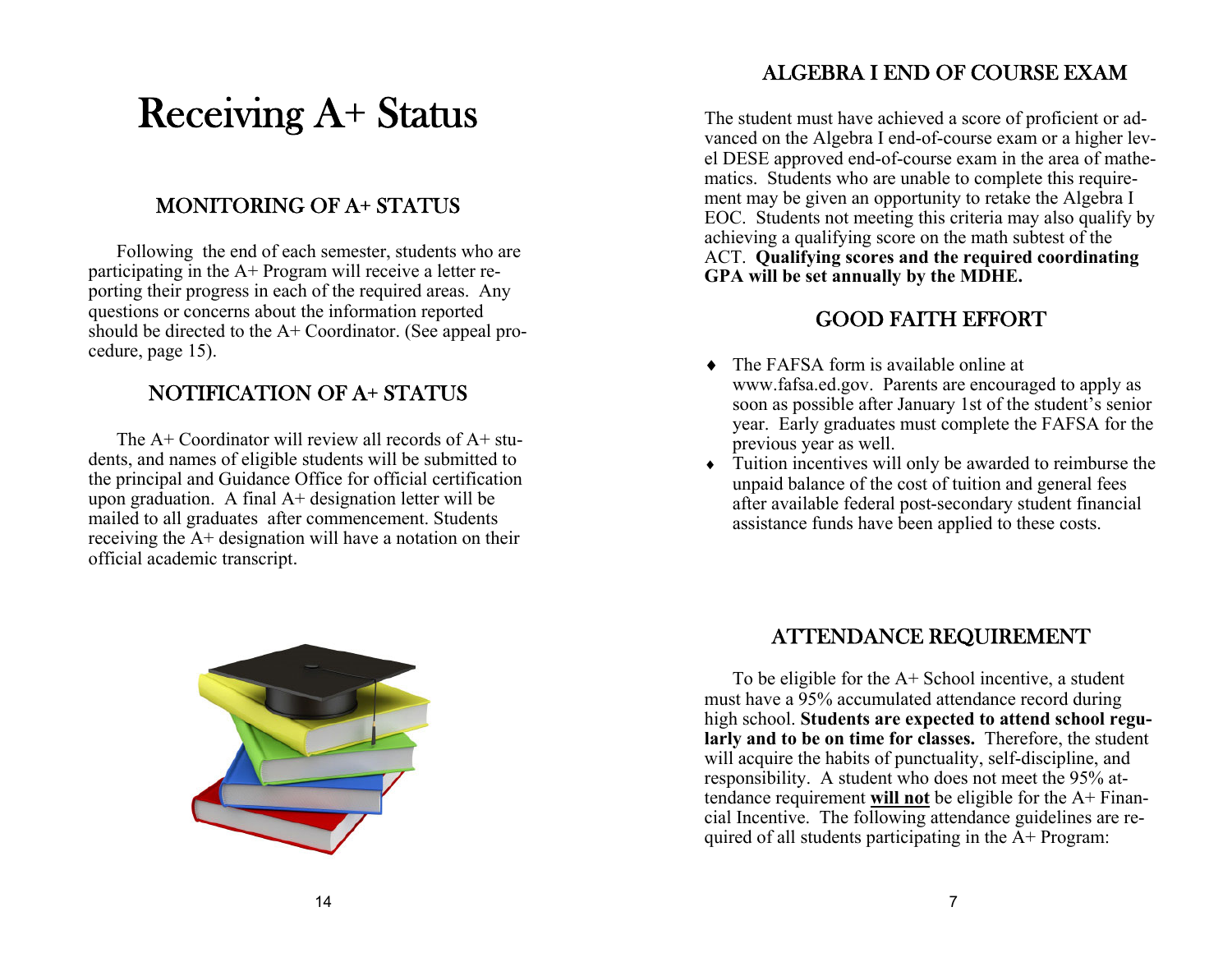# Receiving A+ Status

## MONITORING OF A+ STATUS

Following the end of each semester, students who are participating in the A+ Program will receive a letter reporting their progress in each of the required areas. Any questions or concerns about the information reported should be directed to the A+ Coordinator. (See appeal procedure, page 15).

## NOTIFICATION OF A+ STATUS

The A+ Coordinator will review all records of A+ students, and names of eligible students will be submitted to the principal and Guidance Office for official certification upon graduation. A final A+ designation letter will be mailed to all graduates after commencement. Students receiving the A+ designation will have a notation on their official academic transcript.

## ALGEBRA I END OF COURSE EXAM

The student must have achieved a score of proficient or advanced on the Algebra I end-of-course exam or a higher level DESE approved end-of-course exam in the area of mathematics. Students who are unable to complete this requirement may be given an opportunity to retake the Algebra I EOC. Students not meeting this criteria may also qualify by achieving a qualifying score on the math subtest of the ACT. **Qualifying scores and the required coordinating GPA will be set annually by the MDHE.**

## GOOD FAITH EFFORT

- The FAFSA form is available online at www.fafsa.ed.gov. Parents are encouraged to apply as soon as possible after January 1st of the student's senior year. Early graduates must complete the FAFSA for the previous year as well.
- Tuition incentives will only be awarded to reimburse the unpaid balance of the cost of tuition and general fees after available federal post-secondary student financial assistance funds have been applied to these costs.

## ATTENDANCE REQUIREMENT

To be eligible for the A+ School incentive, a student must have a 95% accumulated attendance record during high school. **Students are expected to attend school regularly and to be on time for classes.** Therefore, the student will acquire the habits of punctuality, self-discipline, and responsibility. A student who does not meet the 95% attendance requirement **will not** be eligible for the A+ Financial Incentive. The following attendance guidelines are required of all students participating in the A+ Program: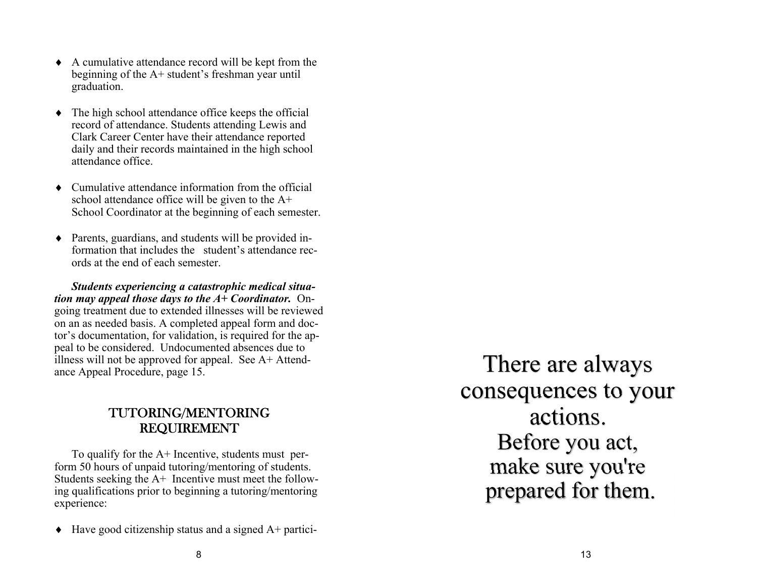- A cumulative attendance record will be kept from the beginning of the A+ student's freshman year until graduation.
- The high school attendance office keeps the official record of attendance. Students attending Lewis and Clark Career Center have their attendance reported daily and their records maintained in the high school attendance office.
- Cumulative attendance information from the official school attendance office will be given to the A+ School Coordinator at the beginning of each semester.
- Parents, guardians, and students will be provided information that includes the student's attendance records at the end of each semester.

***Students experiencing a catastrophic medical situation may appeal those days to the A+ Coordinator.*** On-going treatment due to extended illnesses will be reviewed on an as needed basis. A completed appeal form and doctor's documentation, for validation, is required for the appeal to be considered. Undocumented absences due to illness will not be approved for appeal. See A+ Attendance Appeal Procedure, page 15.

## TUTORING/MENTORING REQUIREMENT

To qualify for the A+ Incentive, students must perform 50 hours of unpaid tutoring/mentoring of students. Students seeking the A+ Incentive must meet the following qualifications prior to beginning a tutoring/mentoring experience:

- Have good citizenship status and a signed A+ partici-

There are always consequences to your actions.
Before you act, make sure you're prepared for them.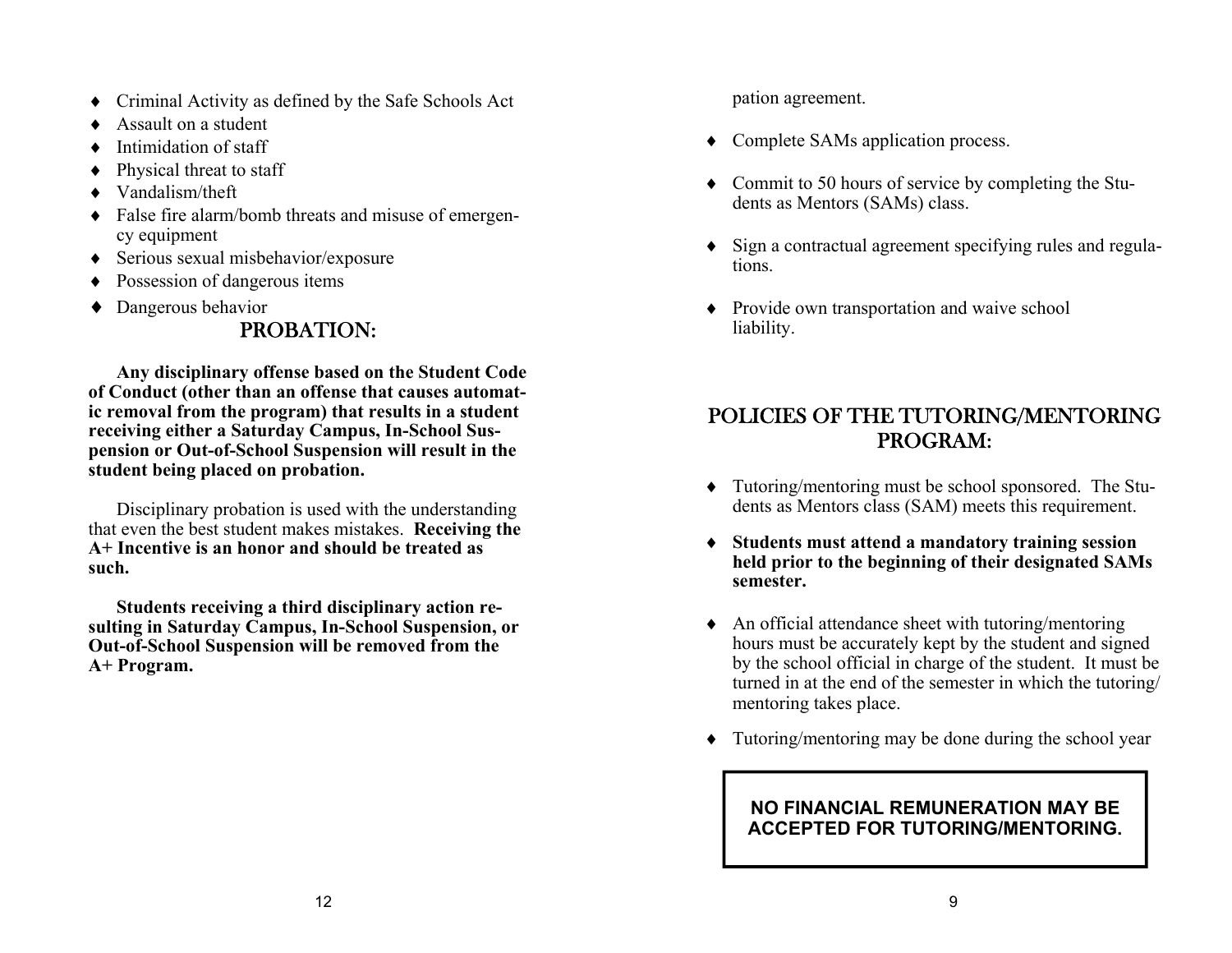- Criminal Activity as defined by the Safe Schools Act
- Assault on a student
- Intimidation of staff
- Physical threat to staff
- Vandalism/theft
- False fire alarm/bomb threats and misuse of emergency equipment
- Serious sexual misbehavior/exposure
- Possession of dangerous items
- Dangerous behavior

## PROBATION:

**Any disciplinary offense based on the Student Code of Conduct (other than an offense that causes automatic removal from the program) that results in a student receiving either a Saturday Campus, In-School Suspension or Out-of-School Suspension will result in the student being placed on probation.**

Disciplinary probation is used with the understanding that even the best student makes mistakes. **Receiving the A+ Incentive is an honor and should be treated as such.**

**Students receiving a third disciplinary action resulting in Saturday Campus, In-School Suspension, or Out-of-School Suspension will be removed from the A+ Program.**

pation agreement.

- Complete SAMs application process.
- Commit to 50 hours of service by completing the Students as Mentors (SAMs) class.
- Sign a contractual agreement specifying rules and regulations.
- Provide own transportation and waive school liability.

## POLICIES OF THE TUTORING/MENTORING PROGRAM:

- Tutoring/mentoring must be school sponsored. The Students as Mentors class (SAM) meets this requirement.
- **Students must attend a mandatory training session held prior to the beginning of their designated SAMs semester.**
- An official attendance sheet with tutoring/mentoring hours must be accurately kept by the student and signed by the school official in charge of the student. It must be turned in at the end of the semester in which the tutoring/mentoring takes place.
- Tutoring/mentoring may be done during the school year

**NO FINANCIAL REMUNERATION MAY BE ACCEPTED FOR TUTORING/MENTORING.**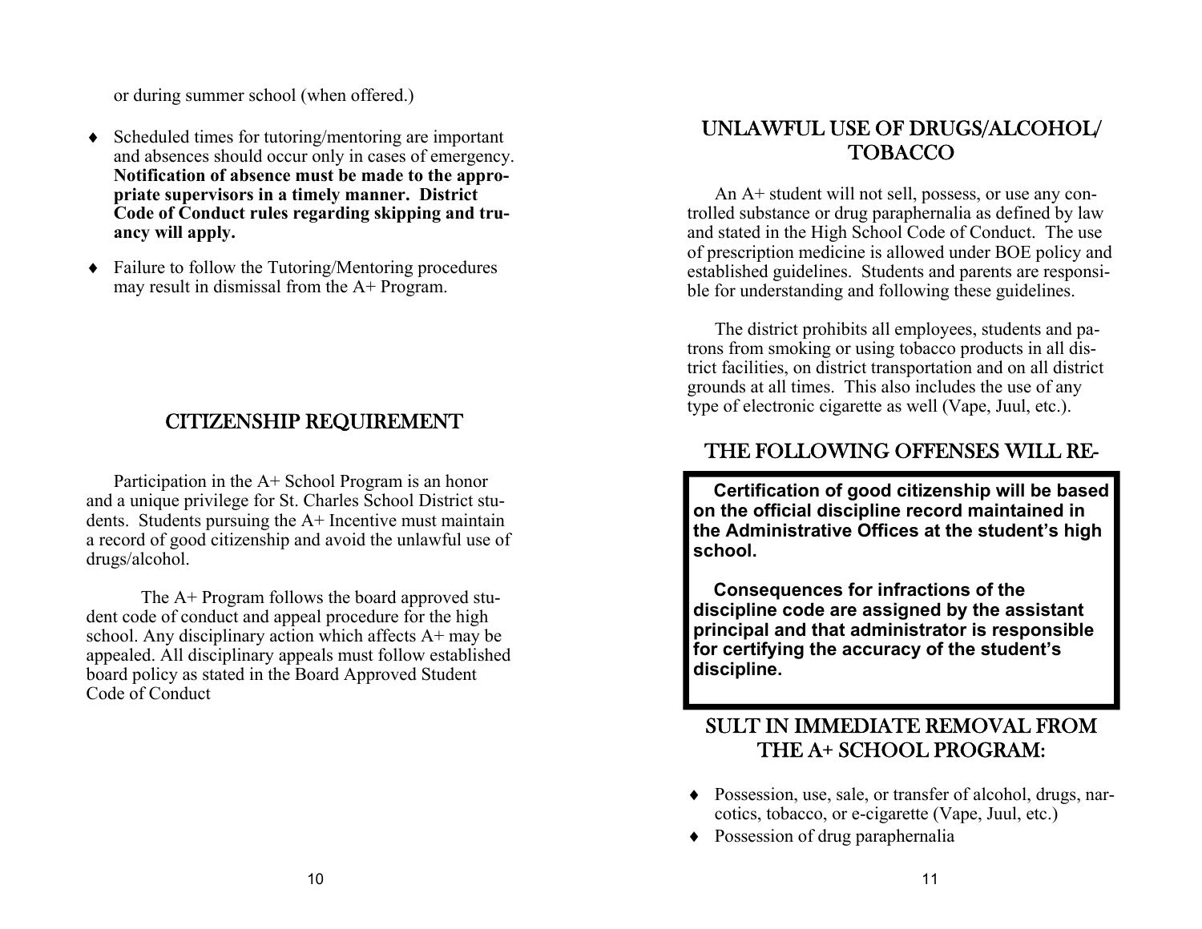or during summer school (when offered.)

- Scheduled times for tutoring/mentoring are important and absences should occur only in cases of emergency. **Notification of absence must be made to the appropriate supervisors in a timely manner. District Code of Conduct rules regarding skipping and truancy will apply.**
- Failure to follow the Tutoring/Mentoring procedures may result in dismissal from the A+ Program.

## CITIZENSHIP REQUIREMENT

Participation in the A+ School Program is an honor and a unique privilege for St. Charles School District students. Students pursuing the A+ Incentive must maintain a record of good citizenship and avoid the unlawful use of drugs/alcohol.

The A+ Program follows the board approved student code of conduct and appeal procedure for the high school. Any disciplinary action which affects A+ may be appealed. All disciplinary appeals must follow established board policy as stated in the Board Approved Student Code of Conduct

## UNLAWFUL USE OF DRUGS/ALCOHOL/ TOBACCO

An A+ student will not sell, possess, or use any controlled substance or drug paraphernalia as defined by law and stated in the High School Code of Conduct. The use of prescription medicine is allowed under BOE policy and established guidelines. Students and parents are responsible for understanding and following these guidelines.

The district prohibits all employees, students and patrons from smoking or using tobacco products in all district facilities, on district transportation and on all district grounds at all times. This also includes the use of any type of electronic cigarette as well (Vape, Juul, etc.).

**Certification of good citizenship will be based on the official discipline record maintained in the Administrative Offices at the student's high school.**

**Consequences for infractions of the discipline code are assigned by the assistant principal and that administrator is responsible for certifying the accuracy of the student's discipline.**

## THE FOLLOWING OFFENSES WILL RESULT IN IMMEDIATE REMOVAL FROM THE A+ SCHOOL PROGRAM:

- Possession, use, sale, or transfer of alcohol, drugs, narcotics, tobacco, or e-cigarette (Vape, Juul, etc.)
- Possession of drug paraphernalia